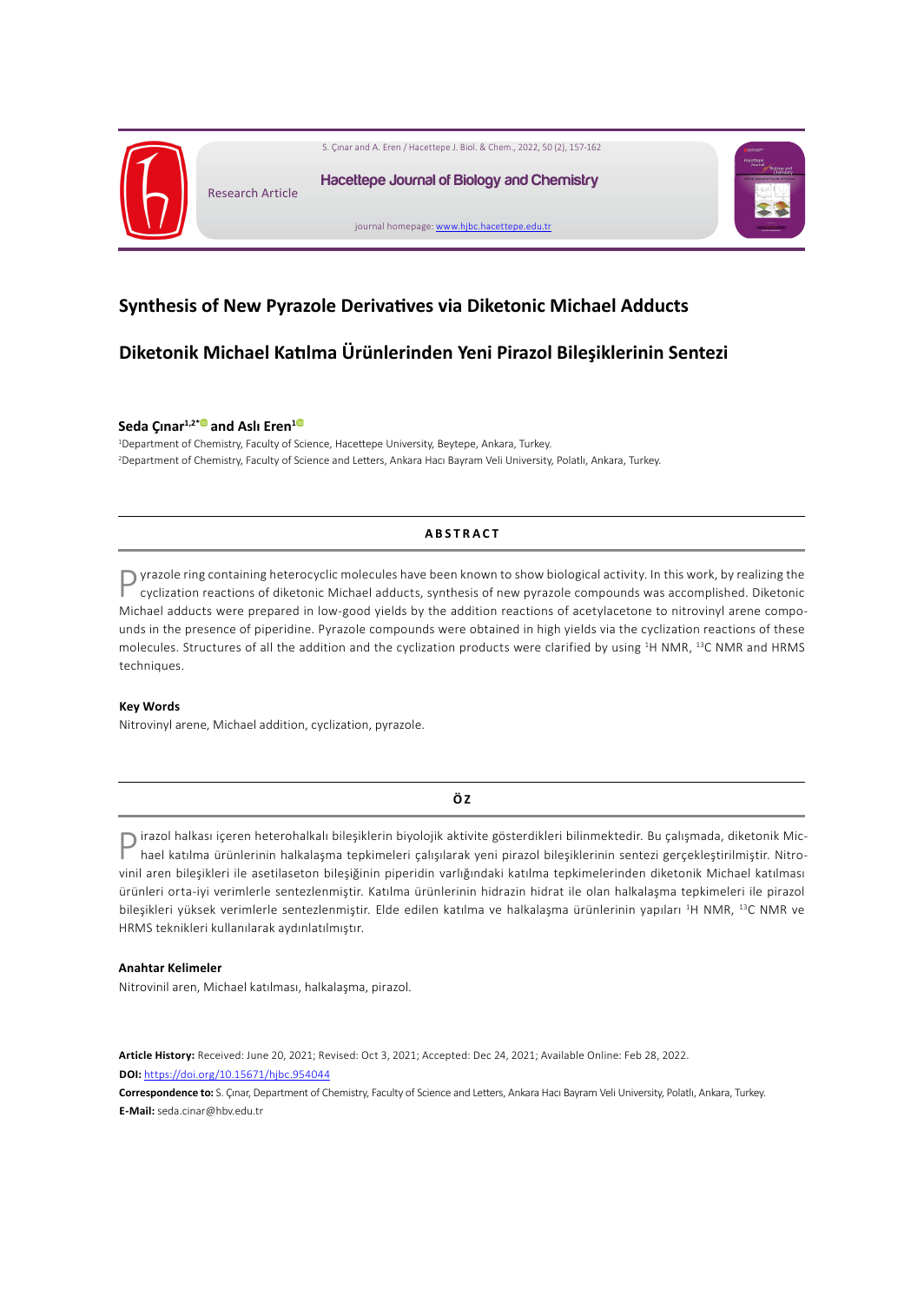Research Article

# Synthesis of New Pyrazole Derivatives via Diketonic Michael Adducts

# Diketonik Michael Katılma Ürünlerinden Yeni Pirazol Bileşiklerinin Sentezi

**Seda Çınar[1,2*] and Aslı Eren[1]**

[1]Department of Chemistry, Faculty of Science, Hacettepe University, Beytepe, Ankara, Turkey.
[2]Department of Chemistry, Faculty of Science and Letters, Ankara Hacı Bayram Veli University, Polatlı, Ankara, Turkey.

## ABSTRACT

Pyrazole ring containing heterocyclic molecules have been known to show biological activity. In this work, by realizing the cyclization reactions of diketonic Michael adducts, synthesis of new pyrazole compounds was accomplished. Diketonic Michael adducts were prepared in low-good yields by the addition reactions of acetylacetone to nitrovinyl arene compounds in the presence of piperidine. Pyrazole compounds were obtained in high yields via the cyclization reactions of these molecules. Structures of all the addition and the cyclization products were clarified by using $^{1}$H NMR, $^{13}$C NMR and HRMS techniques.

### Key Words

Nitrovinyl arene, Michael addition, cyclization, pyrazole.

## ÖZ

Pirazol halkası içeren heterohalkalı bileşiklerin biyolojik aktivite gösterdikleri bilinmektedir. Bu çalışmada, diketonik Michael katılma ürünlerinin halkalaşma tepkimeleri çalışılarak yeni pirazol bileşiklerinin sentezi gerçekleştirilmiştir. Nitrovinil aren bileşikleri ile asetilaseton bileşiğinin piperidin varlığındaki katılma tepkimelerinden diketonik Michael katılması ürünleri orta-iyi verimlerle sentezlenmiştir. Katılma ürünlerinin hidrazin hidrat ile olan halkalaşma tepkimeleri ile pirazol bileşikleri yüksek verimlerle sentezlenmiştir. Elde edilen katılma ve halkalaşma ürünlerinin yapıları $^{1}$H NMR, $^{13}$C NMR ve HRMS teknikleri kullanılarak aydınlatılmıştır.

### Anahtar Kelimeler

Nitrovinil aren, Michael katılması, halkalaşma, pirazol.

**Article History:** Received: June 20, 2021; Revised: Oct 3, 2021; Accepted: Dec 24, 2021; Available Online: Feb 28, 2022.
**DOI:** https://doi.org/10.15671/hjbc.954044
**Correspondence to:** S. Çınar, Department of Chemistry, Faculty of Science and Letters, Ankara Hacı Bayram Veli University, Polatlı, Ankara, Turkey.
**E-Mail:** seda.cinar@hbv.edu.tr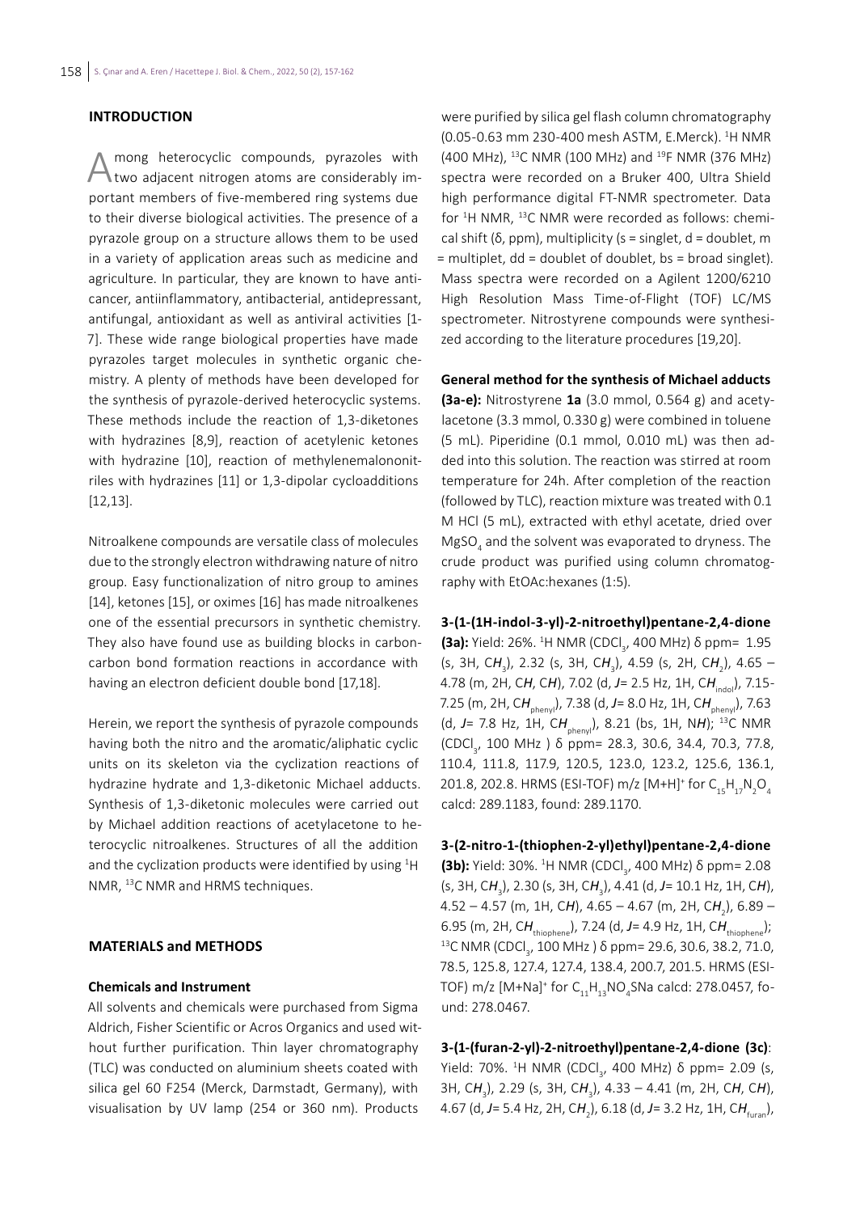## INTRODUCTION

Among heterocyclic compounds, pyrazoles with two adjacent nitrogen atoms are considerably important members of five-membered ring systems due to their diverse biological activities. The presence of a pyrazole group on a structure allows them to be used in a variety of application areas such as medicine and agriculture. In particular, they are known to have anticancer, antiinflammatory, antibacterial, antidepressant, antifungal, antioxidant as well as antiviral activities [1-7]. These wide range biological properties have made pyrazoles target molecules in synthetic organic chemistry. A plenty of methods have been developed for the synthesis of pyrazole-derived heterocyclic systems. These methods include the reaction of 1,3-diketones with hydrazines [8,9], reaction of acetylenic ketones with hydrazine [10], reaction of methylenemalononitriles with hydrazines [11] or 1,3-dipolar cycloadditions [12,13].

Nitroalkene compounds are versatile class of molecules due to the strongly electron withdrawing nature of nitro group. Easy functionalization of nitro group to amines [14], ketones [15], or oximes [16] has made nitroalkenes one of the essential precursors in synthetic chemistry. They also have found use as building blocks in carbon-carbon bond formation reactions in accordance with having an electron deficient double bond [17,18].

Herein, we report the synthesis of pyrazole compounds having both the nitro and the aromatic/aliphatic cyclic units on its skeleton via the cyclization reactions of hydrazine hydrate and 1,3-diketonic Michael adducts. Synthesis of 1,3-diketonic molecules were carried out by Michael addition reactions of acetylacetone to heterocyclic nitroalkenes. Structures of all the addition and the cyclization products were identified by using $^{1}H$ NMR, $^{13}C$ NMR and HRMS techniques.

## MATERIALS and METHODS

### Chemicals and Instrument

All solvents and chemicals were purchased from Sigma Aldrich, Fisher Scientific or Acros Organics and used without further purification. Thin layer chromatography (TLC) was conducted on aluminium sheets coated with silica gel 60 F254 (Merck, Darmstadt, Germany), with visualisation by UV lamp (254 or 360 nm). Products were purified by silica gel flash column chromatography (0.05-0.63 mm 230-400 mesh ASTM, E.Merck). $^{1}H$ NMR (400 MHz), $^{13}C$ NMR (100 MHz) and $^{19}F$ NMR (376 MHz) spectra were recorded on a Bruker 400, Ultra Shield high performance digital FT-NMR spectrometer. Data for $^{1}H$ NMR, $^{13}C$ NMR were recorded as follows: chemical shift (δ, ppm), multiplicity (s = singlet, d = doublet, m = multiplet, dd = doublet of doublet, bs = broad singlet). Mass spectra were recorded on a Agilent 1200/6210 High Resolution Mass Time-of-Flight (TOF) LC/MS spectrometer. Nitrostyrene compounds were synthesized according to the literature procedures [19,20].

**General method for the synthesis of Michael adducts (3a-e):** Nitrostyrene **1a** (3.0 mmol, 0.564 g) and acetylacetone (3.3 mmol, 0.330 g) were combined in toluene (5 mL). Piperidine (0.1 mmol, 0.010 mL) was then added into this solution. The reaction was stirred at room temperature for 24h. After completion of the reaction (followed by TLC), reaction mixture was treated with 0.1 M HCl (5 mL), extracted with ethyl acetate, dried over $MgSO_4$ and the solvent was evaporated to dryness. The crude product was purified using column chromatography with EtOAc:hexanes (1:5).

**3-(1-(1H-indol-3-yl)-2-nitroethyl)pentane-2,4-dione (3a):** Yield: 26%. $^{1}H$ NMR ($CDCl_3$, 400 MHz) δ ppm= 1.95 (s, 3H, C$H_3$), 2.32 (s, 3H, C$H_3$), 4.59 (s, 2H, C$H_2$), 4.65 – 4.78 (m, 2H, C*H*, C*H*), 7.02 (d, *J*= 2.5 Hz, 1H, C$H_{indol}$), 7.15-7.25 (m, 2H, C$H_{phenyl}$), 7.38 (d, *J*= 8.0 Hz, 1H, C$H_{phenyl}$), 7.63 (d, *J*= 7.8 Hz, 1H, C$H_{phenyl}$), 8.21 (bs, 1H, N*H*); $^{13}C$ NMR ($CDCl_3$, 100 MHz ) δ ppm= 28.3, 30.6, 34.4, 70.3, 77.8, 110.4, 111.8, 117.9, 120.5, 123.0, 123.2, 125.6, 136.1, 201.8, 202.8. HRMS (ESI-TOF) m/z $[M+H]^+$ for $C_{15}H_{17}N_2O_4$ calcd: 289.1183, found: 289.1170.

**3-(2-nitro-1-(thiophen-2-yl)ethyl)pentane-2,4-dione (3b):** Yield: 30%. $^{1}H$ NMR ($CDCl_3$, 400 MHz) δ ppm= 2.08 (s, 3H, C$H_3$), 2.30 (s, 3H, C$H_3$), 4.41 (d, *J*= 10.1 Hz, 1H, C*H*), 4.52 – 4.57 (m, 1H, C*H*), 4.65 – 4.67 (m, 2H, C$H_2$), 6.89 – 6.95 (m, 2H, C$H_{thiophene}$), 7.24 (d, *J*= 4.9 Hz, 1H, C$H_{thiophene}$); $^{13}C$ NMR ($CDCl_3$, 100 MHz ) δ ppm= 29.6, 30.6, 38.2, 71.0, 78.5, 125.8, 127.4, 127.4, 138.4, 200.7, 201.5. HRMS (ESI-TOF) m/z $[M+Na]^+$ for $C_{11}H_{13}NO_4SNa$ calcd: 278.0457, found: 278.0467.

**3-(1-(furan-2-yl)-2-nitroethyl)pentane-2,4-dione (3c)**: Yield: 70%. $^{1}H$ NMR ($CDCl_3$, 400 MHz) δ ppm= 2.09 (s, 3H, C$H_3$), 2.29 (s, 3H, C$H_3$), 4.33 – 4.41 (m, 2H, C*H*, C*H*), 4.67 (d, *J*= 5.4 Hz, 2H, C$H_2$), 6.18 (d, *J*= 3.2 Hz, 1H, C$H_{furan}$),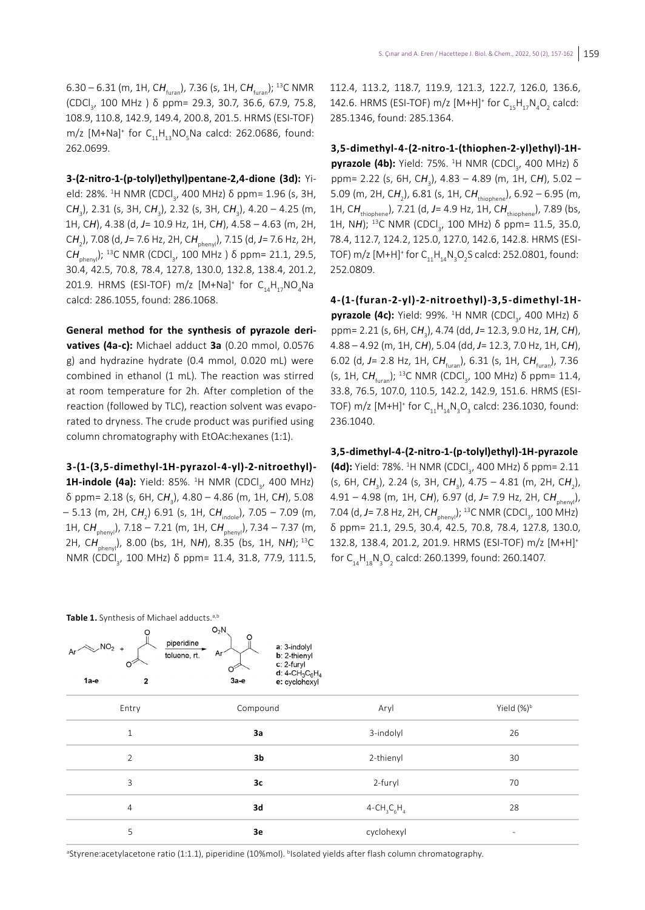6.30 – 6.31 (m, 1H, C$H_{furan}$), 7.36 (s, 1H, C$H_{furan}$); $^{13}$C NMR ($CDCl_3$, 100 MHz ) δ ppm= 29.3, 30.7, 36.6, 67.9, 75.8, 108.9, 110.8, 142.9, 149.4, 200.8, 201.5. HRMS (ESI-TOF) m/z $[M+Na]^+$ for $C_{11}H_{13}NO_5Na$ calcd: 262.0686, found: 262.0699.

**3-(2-nitro-1-(p-tolyl)ethyl)pentane-2,4-dione (3d):** Yield: 28%. $^1$H NMR ($CDCl_3$, 400 MHz) δ ppm= 1.96 (s, 3H, C$H_3$), 2.31 (s, 3H, C$H_3$), 2.32 (s, 3H, C$H_3$), 4.20 – 4.25 (m, 1H, C$H$), 4.38 (d, *J*= 10.9 Hz, 1H, C$H$), 4.58 – 4.63 (m, 2H, C$H_2$), 7.08 (d, *J*= 7.6 Hz, 2H, C$H_{phenyl}$), 7.15 (d, *J*= 7.6 Hz, 2H, C$H_{phenyl}$); $^{13}$C NMR ($CDCl_3$, 100 MHz ) δ ppm= 21.1, 29.5, 30.4, 42.5, 70.8, 78.4, 127.8, 130.0, 132.8, 138.4, 201.2, 201.9. HRMS (ESI-TOF) m/z $[M+Na]^+$ for $C_{14}H_{17}NO_4Na$ calcd: 286.1055, found: 286.1068.

**General method for the synthesis of pyrazole derivatives (4a-c):** Michael adduct **3a** (0.20 mmol, 0.0576 g) and hydrazine hydrate (0.4 mmol, 0.020 mL) were combined in ethanol (1 mL). The reaction was stirred at room temperature for 2h. After completion of the reaction (followed by TLC), reaction solvent was evaporated to dryness. The crude product was purified using column chromatography with EtOAc:hexanes (1:1).

**3-(1-(3,5-dimethyl-1H-pyrazol-4-yl)-2-nitroethyl)-1H-indole (4a):** Yield: 85%. $^1$H NMR ($CDCl_3$, 400 MHz) δ ppm= 2.18 (s, 6H, C$H_3$), 4.80 – 4.86 (m, 1H, C$H$), 5.08 – 5.13 (m, 2H, C$H_2$) 6.91 (s, 1H, C$H_{indole}$), 7.05 – 7.09 (m, 1H, C$H_{phenyl}$), 7.18 – 7.21 (m, 1H, C$H_{phenyl}$), 7.34 – 7.37 (m, 2H, C$H_{phenyl}$), 8.00 (bs, 1H, N$H$), 8.35 (bs, 1H, N$H$); $^{13}$C NMR ($CDCl_3$, 100 MHz) δ ppm= 11.4, 31.8, 77.9, 111.5, 112.4, 113.2, 118.7, 119.9, 121.3, 122.7, 126.0, 136.6, 142.6. HRMS (ESI-TOF) m/z $[M+H]^+$ for $C_{15}H_{17}N_4O_2$ calcd: 285.1346, found: 285.1364.

**3,5-dimethyl-4-(2-nitro-1-(thiophen-2-yl)ethyl)-1H-pyrazole (4b):** Yield: 75%. $^1$H NMR ($CDCl_3$, 400 MHz) δ ppm= 2.22 (s, 6H, C$H_3$), 4.83 – 4.89 (m, 1H, C$H$), 5.02 – 5.09 (m, 2H, C$H_2$), 6.81 (s, 1H, C$H_{thiophene}$), 6.92 – 6.95 (m, 1H, C$H_{thiophene}$), 7.21 (d, *J*= 4.9 Hz, 1H, C$H_{thiophene}$), 7.89 (bs, 1H, N$H$); $^{13}$C NMR ($CDCl_3$, 100 MHz) δ ppm= 11.5, 35.0, 78.4, 112.7, 124.2, 125.0, 127.0, 142.6, 142.8. HRMS (ESI-TOF) m/z $[M+H]^+$ for $C_{11}H_{14}N_3O_2S$ calcd: 252.0801, found: 252.0809.

**4-(1-(furan-2-yl)-2-nitroethyl)-3,5-dimethyl-1H-pyrazole (4c):** Yield: 99%. $^1$H NMR ($CDCl_3$, 400 MHz) δ ppm= 2.21 (s, 6H, C$H_3$), 4.74 (dd, *J*= 12.3, 9.0 Hz, 1*H*, C$H$), 4.88 – 4.92 (m, 1H, C$H$), 5.04 (dd, *J*= 12.3, 7.0 Hz, 1H, C$H$), 6.02 (d, *J*= 2.8 Hz, 1H, C$H_{furan}$), 6.31 (s, 1H, C$H_{furan}$), 7.36 (s, 1H, C$H_{furan}$); $^{13}$C NMR ($CDCl_3$, 100 MHz) δ ppm= 11.4, 33.8, 76.5, 107.0, 110.5, 142.2, 142.9, 151.6. HRMS (ESI-TOF) m/z $[M+H]^+$ for $C_{11}H_{14}N_3O_3$ calcd: 236.1030, found: 236.1040.

**3,5-dimethyl-4-(2-nitro-1-(p-tolyl)ethyl)-1H-pyrazole (4d):** Yield: 78%. $^1$H NMR ($CDCl_3$, 400 MHz) δ ppm= 2.11 (s, 6H, C$H_3$), 2.24 (s, 3H, C$H_3$), 4.75 – 4.81 (m, 2H, C$H_2$), 4.91 – 4.98 (m, 1H, C$H$), 6.97 (d, *J*= 7.9 Hz, 2H, C$H_{phenyl}$), 7.04 (d, *J*= 7.8 Hz, 2H, C$H_{phenyl}$); $^{13}$C NMR ($CDCl_3$, 100 MHz) δ ppm= 21.1, 29.5, 30.4, 42.5, 70.8, 78.4, 127.8, 130.0, 132.8, 138.4, 201.2, 201.9. HRMS (ESI-TOF) m/z $[M+H]^+$ for $C_{14}H_{18}N_3O_2$ calcd: 260.1399, found: 260.1407.

**Table 1.** Synthesis of Michael adducts.[a,b]

Ar–CH=CH–$NO_2$ (**1a-e**) + acetylacetone (**2**) → (piperidine, toluene, rt.) → **3a-e**

**a**: 3-indolyl, **b**: 2-thienyl, **c**: 2-furyl, **d**: 4-$CH_3C_6H_4$, **e**: cyclohexyl

| Entry | Compound | Aryl | Yield (%)[b] |
|---|---|---|---|
| 1 | **3a** | 3-indolyl | 26 |
| 2 | **3b** | 2-thienyl | 30 |
| 3 | **3c** | 2-furyl | 70 |
| 4 | **3d** | 4-$CH_3C_6H_4$ | 28 |
| 5 | **3e** | cyclohexyl | - |

[a]Styrene:acetylacetone ratio (1:1.1), piperidine (10%mol). [b]Isolated yields after flash column chromatography.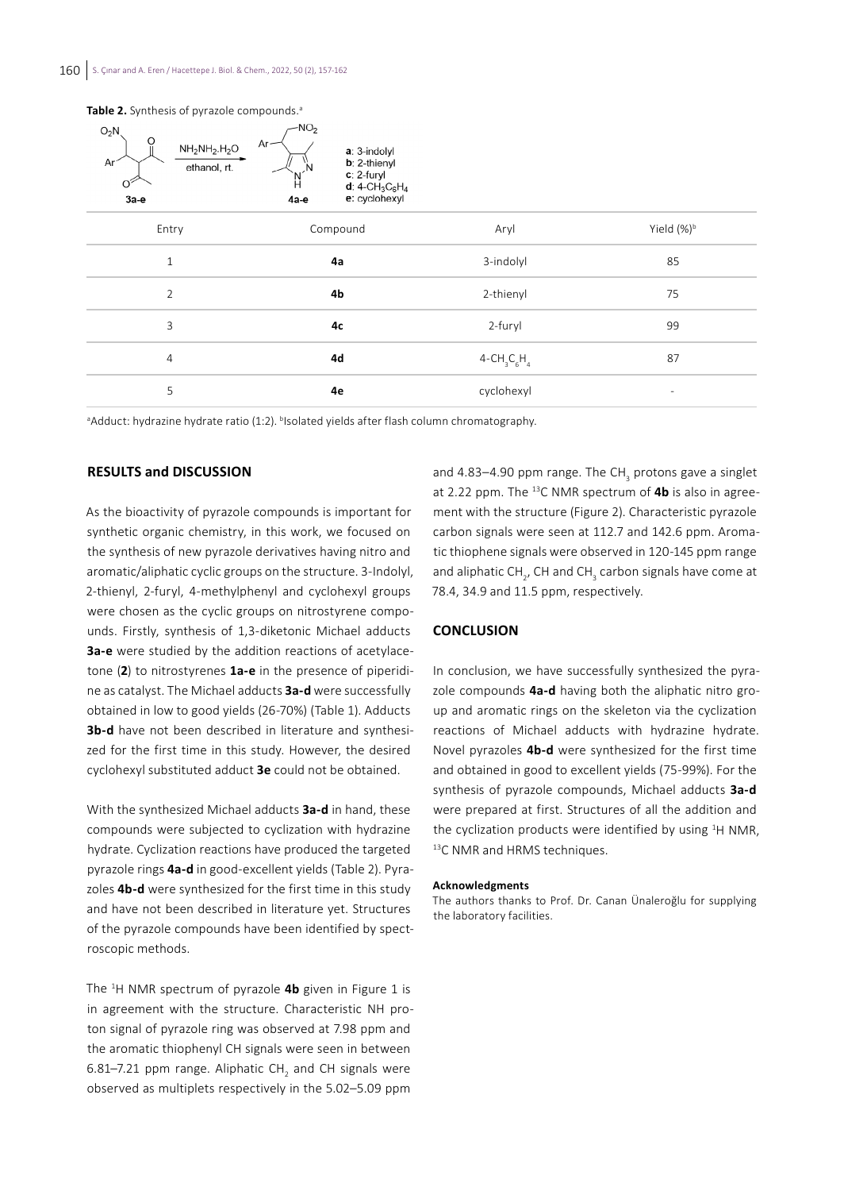**Table 2.** Synthesis of pyrazole compounds.[a]

$NH_2NH_2.H_2O$, ethanol, rt. **3a-e** → **4a-e**

**a**: 3-indolyl
**b**: 2-thienyl
**c**: 2-furyl
**d**: 4-$CH_3C_6H_4$
**e**: cyclohexyl

| Entry | Compound | Aryl | Yield (%)[b] |
|---|---|---|---|
| 1 | **4a** | 3-indolyl | 85 |
| 2 | **4b** | 2-thienyl | 75 |
| 3 | **4c** | 2-furyl | 99 |
| 4 | **4d** | 4-$CH_3C_6H_4$ | 87 |
| 5 | **4e** | cyclohexyl | - |

[a]Adduct: hydrazine hydrate ratio (1:2). [b]Isolated yields after flash column chromatography.

## RESULTS and DISCUSSION

As the bioactivity of pyrazole compounds is important for synthetic organic chemistry, in this work, we focused on the synthesis of new pyrazole derivatives having nitro and aromatic/aliphatic cyclic groups on the structure. 3-Indolyl, 2-thienyl, 2-furyl, 4-methylphenyl and cyclohexyl groups were chosen as the cyclic groups on nitrostyrene compounds. Firstly, synthesis of 1,3-diketonic Michael adducts **3a-e** were studied by the addition reactions of acetylacetone (**2**) to nitrostyrenes **1a-e** in the presence of piperidine as catalyst. The Michael adducts **3a-d** were successfully obtained in low to good yields (26-70%) (Table 1). Adducts **3b-d** have not been described in literature and synthesized for the first time in this study. However, the desired cyclohexyl substituted adduct **3e** could not be obtained.

With the synthesized Michael adducts **3a-d** in hand, these compounds were subjected to cyclization with hydrazine hydrate. Cyclization reactions have produced the targeted pyrazole rings **4a-d** in good-excellent yields (Table 2). Pyrazoles **4b-d** were synthesized for the first time in this study and have not been described in literature yet. Structures of the pyrazole compounds have been identified by spectroscopic methods.

The $^{1}$H NMR spectrum of pyrazole **4b** given in Figure 1 is in agreement with the structure. Characteristic NH proton signal of pyrazole ring was observed at 7.98 ppm and the aromatic thiophenyl CH signals were seen in between 6.81–7.21 ppm range. Aliphatic $CH_2$ and CH signals were observed as multiplets respectively in the 5.02–5.09 ppm and 4.83–4.90 ppm range. The $CH_3$ protons gave a singlet at 2.22 ppm. The $^{13}$C NMR spectrum of **4b** is also in agreement with the structure (Figure 2). Characteristic pyrazole carbon signals were seen at 112.7 and 142.6 ppm. Aromatic thiophene signals were observed in 120-145 ppm range and aliphatic $CH_2$, CH and $CH_3$ carbon signals have come at 78.4, 34.9 and 11.5 ppm, respectively.

## CONCLUSION

In conclusion, we have successfully synthesized the pyrazole compounds **4a-d** having both the aliphatic nitro group and aromatic rings on the skeleton via the cyclization reactions of Michael adducts with hydrazine hydrate. Novel pyrazoles **4b-d** were synthesized for the first time and obtained in good to excellent yields (75-99%). For the synthesis of pyrazole compounds, Michael adducts **3a-d** were prepared at first. Structures of all the addition and the cyclization products were identified by using $^{1}$H NMR, $^{13}$C NMR and HRMS techniques.

#### Acknowledgments

The authors thanks to Prof. Dr. Canan Ünaleroğlu for supplying the laboratory facilities.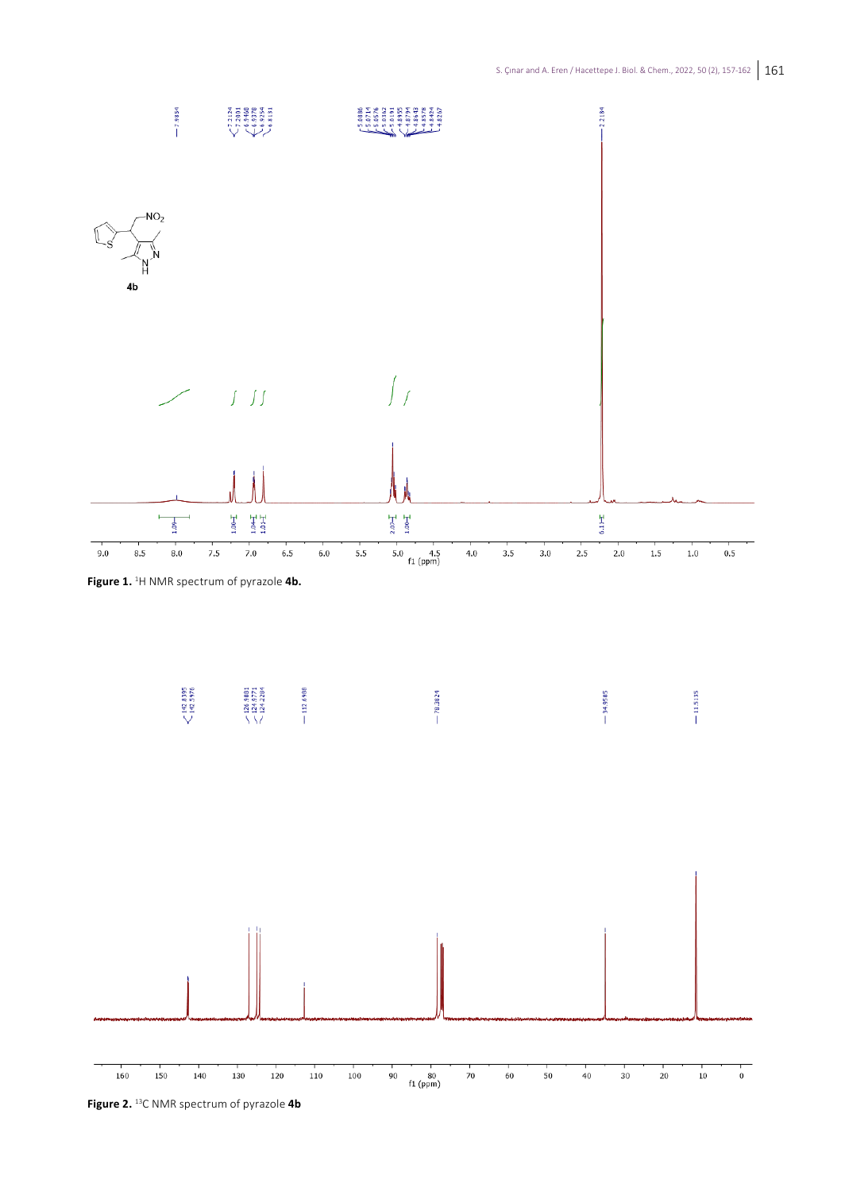**Figure 1.** $^1$H NMR spectrum of pyrazole **4b.**

**Figure 2.** $^{13}$C NMR spectrum of pyrazole **4b**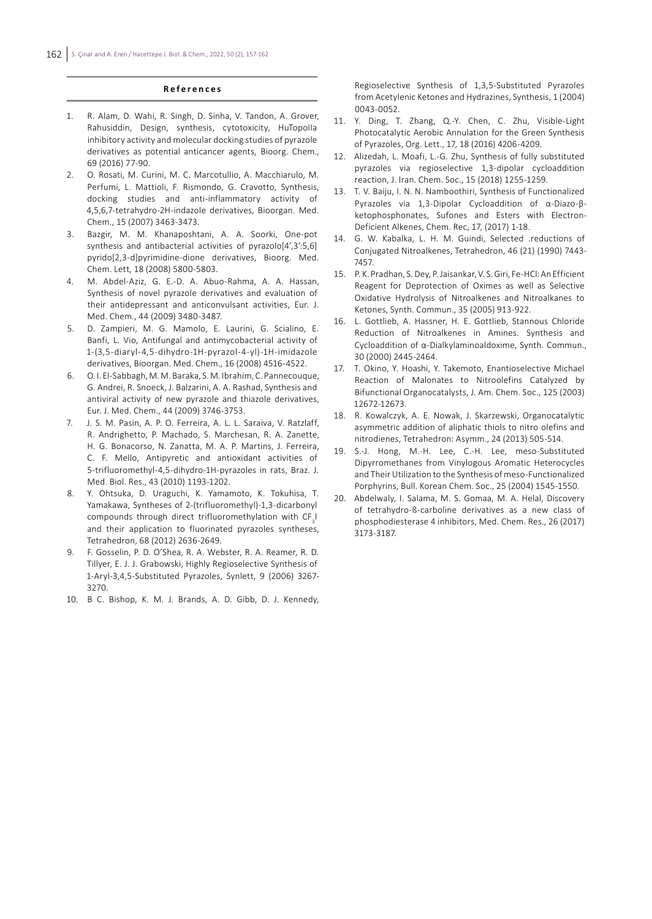## References

1. R. Alam, D. Wahi, R. Singh, D. Sinha, V. Tandon, A. Grover, Rahusiddin, Design, synthesis, cytotoxicity, HuTopoIIa inhibitory activity and molecular docking studies of pyrazole derivatives as potential anticancer agents, Bioorg. Chem., 69 (2016) 77-90.
2. O. Rosati, M. Curini, M. C. Marcotullio, A. Macchiarulo, M. Perfumi, L. Mattioli, F. Rismondo, G. Cravotto, Synthesis, docking studies and anti-inflammatory activity of 4,5,6,7-tetrahydro-2H-indazole derivatives, Bioorgan. Med. Chem., 15 (2007) 3463-3473.
3. Bazgir, M. M. Khanaposhtani, A. A. Soorki, One-pot synthesis and antibacterial activities of pyrazolo[4',3':5,6] pyrido[2,3-d]pyrimidine-dione derivatives, Bioorg. Med. Chem. Lett, 18 (2008) 5800-5803.
4. M. Abdel-Aziz, G. E.-D. A. Abuo-Rahma, A. A. Hassan, Synthesis of novel pyrazole derivatives and evaluation of their antidepressant and anticonvulsant activities, Eur. J. Med. Chem., 44 (2009) 3480-3487.
5. D. Zampieri, M. G. Mamolo, E. Laurini, G. Scialino, E. Banfi, L. Vio, Antifungal and antimycobacterial activity of 1-(3,5-diaryl-4,5-dihydro-1H-pyrazol-4-yl)-1H-imidazole derivatives, Bioorgan. Med. Chem., 16 (2008) 4516-4522.
6. O. I. El-Sabbagh, M. M. Baraka, S. M. Ibrahim, C. Pannecouque, G. Andrei, R. Snoeck, J. Balzarini, A. A. Rashad, Synthesis and antiviral activity of new pyrazole and thiazole derivatives, Eur. J. Med. Chem., 44 (2009) 3746-3753.
7. J. S. M. Pasin, A. P. O. Ferreira, A. L. L. Saraiva, V. Ratzlaff, R. Andrighetto, P. Machado, S. Marchesan, R. A. Zanette, H. G. Bonacorso, N. Zanatta, M. A. P. Martins, J. Ferreira, C. F. Mello, Antipyretic and antioxidant activities of 5-trifluoromethyl-4,5-dihydro-1H-pyrazoles in rats, Braz. J. Med. Biol. Res., 43 (2010) 1193-1202.
8. Y. Ohtsuka, D. Uraguchi, K. Yamamoto, K. Tokuhisa, T. Yamakawa, Syntheses of 2-(trifluoromethyl)-1,3-dicarbonyl compounds through direct trifluoromethylation with $CF_3I$ and their application to fluorinated pyrazoles syntheses, Tetrahedron, 68 (2012) 2636-2649.
9. F. Gosselin, P. D. O'Shea, R. A. Webster, R. A. Reamer, R. D. Tillyer, E. J. J. Grabowski, Highly Regioselective Synthesis of 1-Aryl-3,4,5-Substituted Pyrazoles, Synlett, 9 (2006) 3267-3270.
10. B C. Bishop, K. M. J. Brands, A. D. Gibb, D. J. Kennedy, Regioselective Synthesis of 1,3,5-Substituted Pyrazoles from Acetylenic Ketones and Hydrazines, Synthesis, 1 (2004) 0043-0052.
11. Y. Ding, T. Zhang, Q.-Y. Chen, C. Zhu, Visible-Light Photocatalytic Aerobic Annulation for the Green Synthesis of Pyrazoles, Org. Lett., 17, 18 (2016) 4206-4209.
12. Alizedah, L. Moafi, L.-G. Zhu, Synthesis of fully substituted pyrazoles via regioselective 1,3-dipolar cycloaddition reaction, J. Iran. Chem. Soc., 15 (2018) 1255-1259.
13. T. V. Baiju, I. N. N. Namboothiri, Synthesis of Functionalized Pyrazoles via 1,3-Dipolar Cycloaddition of α-Diazo-β-ketophosphonates, Sufones and Esters with Electron-Deficient Alkenes, Chem. Rec, 17, (2017) 1-18.
14. G. W. Kabalka, L. H. M. Guindi, Selected .reductions of Conjugated Nitroalkenes, Tetrahedron, 46 (21) (1990) 7443-7457.
15. P. K. Pradhan, S. Dey, P. Jaisankar, V. S. Giri, Fe-HCl: An Efficient Reagent for Deprotection of Oximes as well as Selective Oxidative Hydrolysis of Nitroalkenes and Nitroalkanes to Ketones, Synth. Commun., 35 (2005) 913-922.
16. L. Gottlieb, A. Hassner, H. E. Gottlieb, Stannous Chloride Reduction of Nitroalkenes in Amines. Synthesis and Cycloaddition of α-Dialkylaminoaldoxime, Synth. Commun., 30 (2000) 2445-2464.
17. T. Okino, Y. Hoashi, Y. Takemoto, Enantioselective Michael Reaction of Malonates to Nitroolefins Catalyzed by Bifunctional Organocatalysts, J. Am. Chem. Soc., 125 (2003) 12672-12673.
18. R. Kowalczyk, A. E. Nowak, J. Skarzewski, Organocatalytic asymmetric addition of aliphatic thiols to nitro olefins and nitrodienes, Tetrahedron: Asymm., 24 (2013) 505-514.
19. S.-J. Hong, M.-H. Lee, C.-H. Lee, meso-Substituted Dipyrromethanes from Vinylogous Aromatic Heterocycles and Their Utilization to the Synthesis of meso-Functionalized Porphyrins, Bull. Korean Chem. Soc., 25 (2004) 1545-1550.
20. Abdelwaly, I. Salama, M. S. Gomaa, M. A. Helal, Discovery of tetrahydro-ß-carboline derivatives as a new class of phosphodiesterase 4 inhibitors, Med. Chem. Res., 26 (2017) 3173-3187.